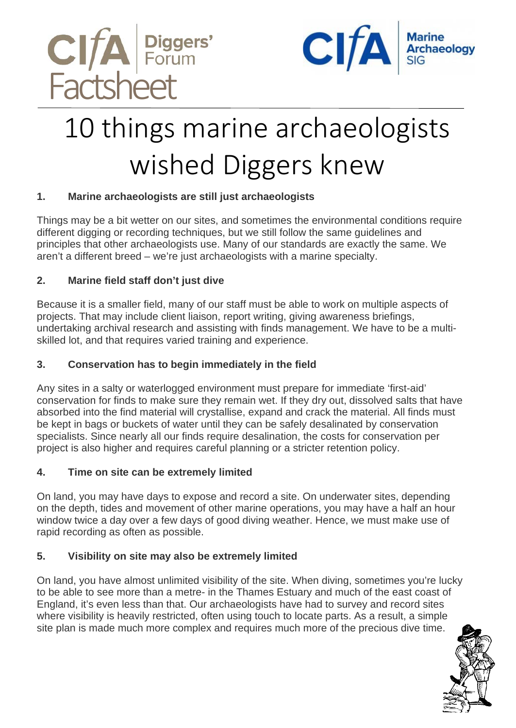CIfA Diggers' Forum Factsheet

CIfA Marine Archaeology SIG

# 10 things marine archaeologists wished Diggers knew

## 1. Marine archaeologists are still just archaeologists

Things may be a bit wetter on our sites, and sometimes the environmental conditions require different digging or recording techniques, but we still follow the same guidelines and principles that other archaeologists use. Many of our standards are exactly the same. We aren't a different breed – we're just archaeologists with a marine specialty.

## 2. Marine field staff don't just dive

Because it is a smaller field, many of our staff must be able to work on multiple aspects of projects. That may include client liaison, report writing, giving awareness briefings, undertaking archival research and assisting with finds management. We have to be a multi-skilled lot, and that requires varied training and experience.

## 3. Conservation has to begin immediately in the field

Any sites in a salty or waterlogged environment must prepare for immediate 'first-aid' conservation for finds to make sure they remain wet. If they dry out, dissolved salts that have absorbed into the find material will crystallise, expand and crack the material. All finds must be kept in bags or buckets of water until they can be safely desalinated by conservation specialists. Since nearly all our finds require desalination, the costs for conservation per project is also higher and requires careful planning or a stricter retention policy.

## 4. Time on site can be extremely limited

On land, you may have days to expose and record a site. On underwater sites, depending on the depth, tides and movement of other marine operations, you may have a half an hour window twice a day over a few days of good diving weather. Hence, we must make use of rapid recording as often as possible.

## 5. Visibility on site may also be extremely limited

On land, you have almost unlimited visibility of the site. When diving, sometimes you're lucky to be able to see more than a metre- in the Thames Estuary and much of the east coast of England, it's even less than that. Our archaeologists have had to survey and record sites where visibility is heavily restricted, often using touch to locate parts. As a result, a simple site plan is made much more complex and requires much more of the precious dive time.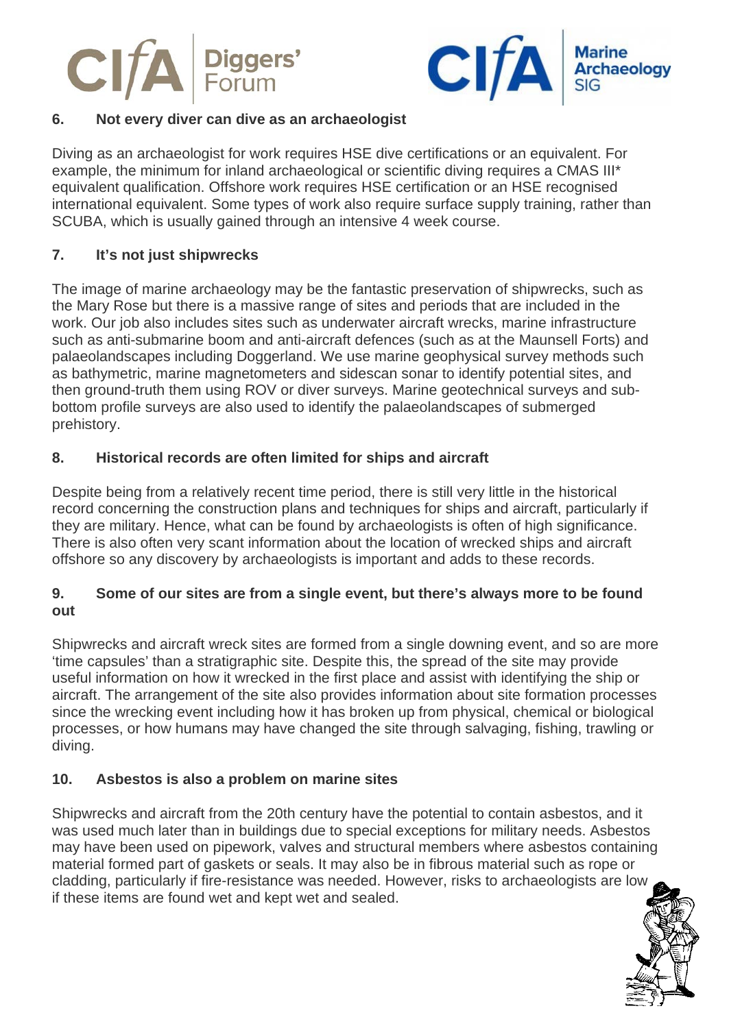### 6. Not every diver can dive as an archaeologist

Diving as an archaeologist for work requires HSE dive certifications or an equivalent. For example, the minimum for inland archaeological or scientific diving requires a CMAS III* equivalent qualification. Offshore work requires HSE certification or an HSE recognised international equivalent. Some types of work also require surface supply training, rather than SCUBA, which is usually gained through an intensive 4 week course.

### 7. It's not just shipwrecks

The image of marine archaeology may be the fantastic preservation of shipwrecks, such as the Mary Rose but there is a massive range of sites and periods that are included in the work. Our job also includes sites such as underwater aircraft wrecks, marine infrastructure such as anti-submarine boom and anti-aircraft defences (such as at the Maunsell Forts) and palaeolandscapes including Doggerland. We use marine geophysical survey methods such as bathymetric, marine magnetometers and sidescan sonar to identify potential sites, and then ground-truth them using ROV or diver surveys. Marine geotechnical surveys and sub-bottom profile surveys are also used to identify the palaeolandscapes of submerged prehistory.

### 8. Historical records are often limited for ships and aircraft

Despite being from a relatively recent time period, there is still very little in the historical record concerning the construction plans and techniques for ships and aircraft, particularly if they are military. Hence, what can be found by archaeologists is often of high significance. There is also often very scant information about the location of wrecked ships and aircraft offshore so any discovery by archaeologists is important and adds to these records.

### 9. Some of our sites are from a single event, but there's always more to be found out

Shipwrecks and aircraft wreck sites are formed from a single downing event, and so are more 'time capsules' than a stratigraphic site. Despite this, the spread of the site may provide useful information on how it wrecked in the first place and assist with identifying the ship or aircraft. The arrangement of the site also provides information about site formation processes since the wrecking event including how it has broken up from physical, chemical or biological processes, or how humans may have changed the site through salvaging, fishing, trawling or diving.

### 10. Asbestos is also a problem on marine sites

Shipwrecks and aircraft from the 20th century have the potential to contain asbestos, and it was used much later than in buildings due to special exceptions for military needs. Asbestos may have been used on pipework, valves and structural members where asbestos containing material formed part of gaskets or seals. It may also be in fibrous material such as rope or cladding, particularly if fire-resistance was needed. However, risks to archaeologists are low if these items are found wet and kept wet and sealed.